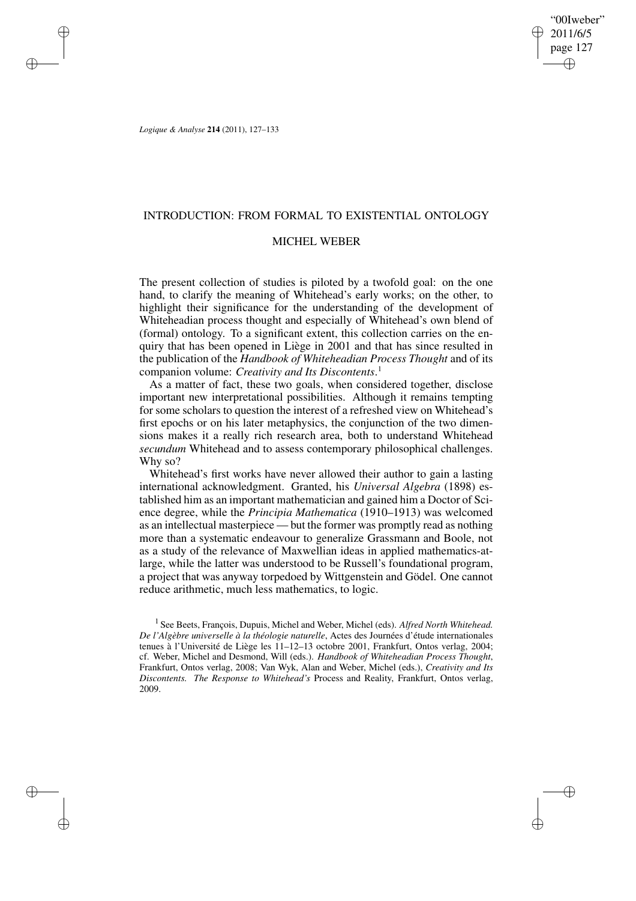# INTRODUCTION: FROM FORMAL TO EXISTENTIAL ONTOLOGY

## MICHEL WEBER

The present collection of studies is piloted by a twofold goal: on the one hand, to clarify the meaning of Whitehead's early works; on the other, to highlight their significance for the understanding of the development of Whiteheadian process thought and especially of Whitehead's own blend of (formal) ontology. To a significant extent, this collection carries on the enquiry that has been opened in Liège in 2001 and that has since resulted in the publication of the *Handbook of Whiteheadian Process Thought* and of its companion volume: *Creativity and Its Discontents*.[1]

As a matter of fact, these two goals, when considered together, disclose important new interpretational possibilities. Although it remains tempting for some scholars to question the interest of a refreshed view on Whitehead's first epochs or on his later metaphysics, the conjunction of the two dimensions makes it a really rich research area, both to understand Whitehead *secundum* Whitehead and to assess contemporary philosophical challenges. Why so?

Whitehead's first works have never allowed their author to gain a lasting international acknowledgment. Granted, his *Universal Algebra* (1898) established him as an important mathematician and gained him a Doctor of Science degree, while the *Principia Mathematica* (1910–1913) was welcomed as an intellectual masterpiece — but the former was promptly read as nothing more than a systematic endeavour to generalize Grassmann and Boole, not as a study of the relevance of Maxwellian ideas in applied mathematics-at-large, while the latter was understood to be Russell's foundational program, a project that was anyway torpedoed by Wittgenstein and Gödel. One cannot reduce arithmetic, much less mathematics, to logic.

[1] See Beets, François, Dupuis, Michel and Weber, Michel (eds). *Alfred North Whitehead. De l'Algèbre universelle à la théologie naturelle*, Actes des Journées d'étude internationales tenues à l'Université de Liège les 11–12–13 octobre 2001, Frankfurt, Ontos verlag, 2004; cf. Weber, Michel and Desmond, Will (eds.). *Handbook of Whiteheadian Process Thought*, Frankfurt, Ontos verlag, 2008; Van Wyk, Alan and Weber, Michel (eds.), *Creativity and Its Discontents. The Response to Whitehead's* Process and Reality, Frankfurt, Ontos verlag, 2009.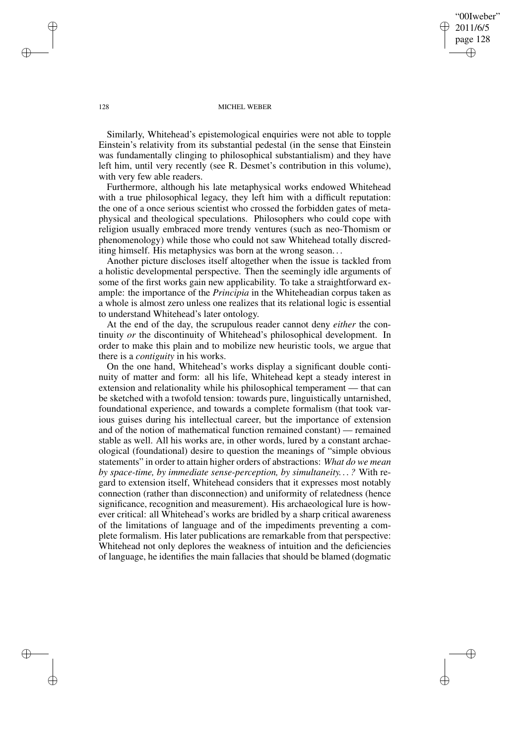Similarly, Whitehead's epistemological enquiries were not able to topple Einstein's relativity from its substantial pedestal (in the sense that Einstein was fundamentally clinging to philosophical substantialism) and they have left him, until very recently (see R. Desmet's contribution in this volume), with very few able readers.

Furthermore, although his late metaphysical works endowed Whitehead with a true philosophical legacy, they left him with a difficult reputation: the one of a once serious scientist who crossed the forbidden gates of metaphysical and theological speculations. Philosophers who could cope with religion usually embraced more trendy ventures (such as neo-Thomism or phenomenology) while those who could not saw Whitehead totally discrediting himself. His metaphysics was born at the wrong season...

Another picture discloses itself altogether when the issue is tackled from a holistic developmental perspective. Then the seemingly idle arguments of some of the first works gain new applicability. To take a straightforward example: the importance of the *Principia* in the Whiteheadian corpus taken as a whole is almost zero unless one realizes that its relational logic is essential to understand Whitehead's later ontology.

At the end of the day, the scrupulous reader cannot deny *either* the continuity *or* the discontinuity of Whitehead's philosophical development. In order to make this plain and to mobilize new heuristic tools, we argue that there is a *contiguity* in his works.

On the one hand, Whitehead's works display a significant double continuity of matter and form: all his life, Whitehead kept a steady interest in extension and relationality while his philosophical temperament — that can be sketched with a twofold tension: towards pure, linguistically untarnished, foundational experience, and towards a complete formalism (that took various guises during his intellectual career, but the importance of extension and of the notion of mathematical function remained constant) — remained stable as well. All his works are, in other words, lured by a constant archaeological (foundational) desire to question the meanings of "simple obvious statements" in order to attain higher orders of abstractions: *What do we mean by space-time, by immediate sense-perception, by simultaneity... ?* With regard to extension itself, Whitehead considers that it expresses most notably connection (rather than disconnection) and uniformity of relatedness (hence significance, recognition and measurement). His archaeological lure is however critical: all Whitehead's works are bridled by a sharp critical awareness of the limitations of language and of the impediments preventing a complete formalism. His later publications are remarkable from that perspective: Whitehead not only deplores the weakness of intuition and the deficiencies of language, he identifies the main fallacies that should be blamed (dogmatic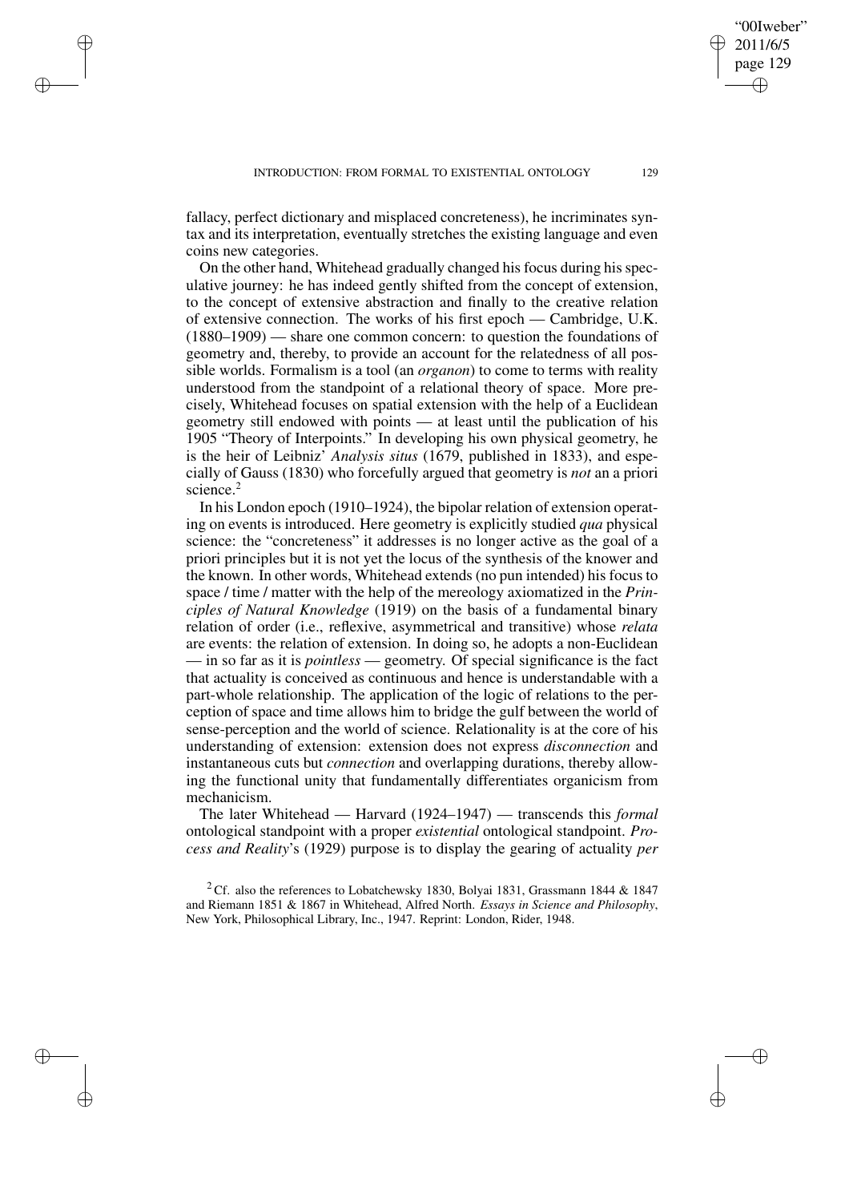fallacy, perfect dictionary and misplaced concreteness), he incriminates syntax and its interpretation, eventually stretches the existing language and even coins new categories.

On the other hand, Whitehead gradually changed his focus during his speculative journey: he has indeed gently shifted from the concept of extension, to the concept of extensive abstraction and finally to the creative relation of extensive connection. The works of his first epoch — Cambridge, U.K. (1880–1909) — share one common concern: to question the foundations of geometry and, thereby, to provide an account for the relatedness of all possible worlds. Formalism is a tool (an *organon*) to come to terms with reality understood from the standpoint of a relational theory of space. More precisely, Whitehead focuses on spatial extension with the help of a Euclidean geometry still endowed with points — at least until the publication of his 1905 "Theory of Interpoints." In developing his own physical geometry, he is the heir of Leibniz' *Analysis situs* (1679, published in 1833), and especially of Gauss (1830) who forcefully argued that geometry is *not* an a priori science.[2]

In his London epoch (1910–1924), the bipolar relation of extension operating on events is introduced. Here geometry is explicitly studied *qua* physical science: the "concreteness" it addresses is no longer active as the goal of a priori principles but it is not yet the locus of the synthesis of the knower and the known. In other words, Whitehead extends (no pun intended) his focus to space / time / matter with the help of the mereology axiomatized in the *Principles of Natural Knowledge* (1919) on the basis of a fundamental binary relation of order (i.e., reflexive, asymmetrical and transitive) whose *relata* are events: the relation of extension. In doing so, he adopts a non-Euclidean — in so far as it is *pointless* — geometry. Of special significance is the fact that actuality is conceived as continuous and hence is understandable with a part-whole relationship. The application of the logic of relations to the perception of space and time allows him to bridge the gulf between the world of sense-perception and the world of science. Relationality is at the core of his understanding of extension: extension does not express *disconnection* and instantaneous cuts but *connection* and overlapping durations, thereby allowing the functional unity that fundamentally differentiates organicism from mechanicism.

The later Whitehead — Harvard (1924–1947) — transcends this *formal* ontological standpoint with a proper *existential* ontological standpoint. *Process and Reality*'s (1929) purpose is to display the gearing of actuality *per*

[2] Cf. also the references to Lobatchewsky 1830, Bolyai 1831, Grassmann 1844 & 1847 and Riemann 1851 & 1867 in Whitehead, Alfred North. *Essays in Science and Philosophy*, New York, Philosophical Library, Inc., 1947. Reprint: London, Rider, 1948.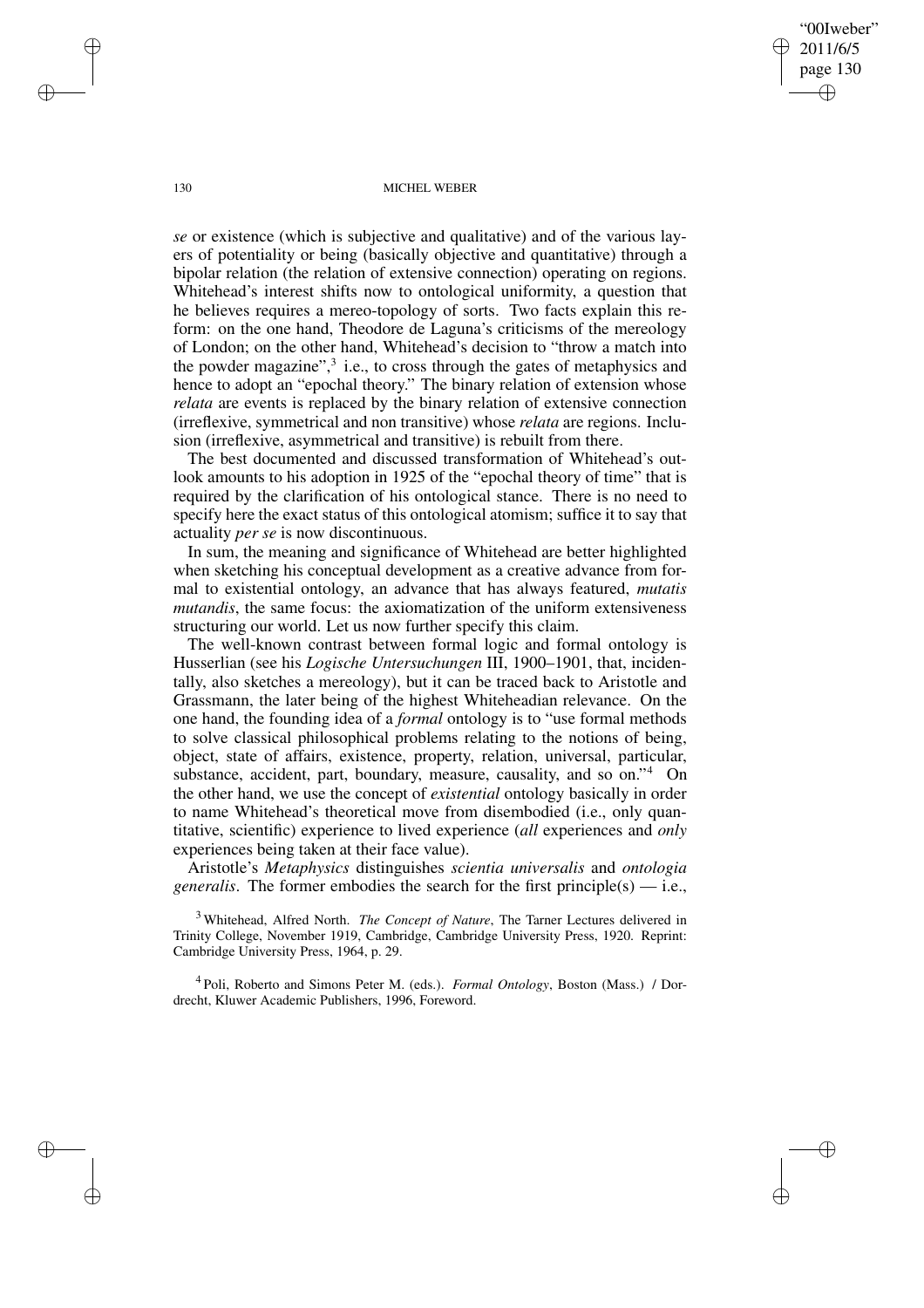*se* or existence (which is subjective and qualitative) and of the various layers of potentiality or being (basically objective and quantitative) through a bipolar relation (the relation of extensive connection) operating on regions. Whitehead's interest shifts now to ontological uniformity, a question that he believes requires a mereo-topology of sorts. Two facts explain this reform: on the one hand, Theodore de Laguna's criticisms of the mereology of London; on the other hand, Whitehead's decision to "throw a match into the powder magazine",[3] i.e., to cross through the gates of metaphysics and hence to adopt an "epochal theory." The binary relation of extension whose *relata* are events is replaced by the binary relation of extensive connection (irreflexive, symmetrical and non transitive) whose *relata* are regions. Inclusion (irreflexive, asymmetrical and transitive) is rebuilt from there.

The best documented and discussed transformation of Whitehead's outlook amounts to his adoption in 1925 of the "epochal theory of time" that is required by the clarification of his ontological stance. There is no need to specify here the exact status of this ontological atomism; suffice it to say that actuality *per se* is now discontinuous.

In sum, the meaning and significance of Whitehead are better highlighted when sketching his conceptual development as a creative advance from formal to existential ontology, an advance that has always featured, *mutatis mutandis*, the same focus: the axiomatization of the uniform extensiveness structuring our world. Let us now further specify this claim.

The well-known contrast between formal logic and formal ontology is Husserlian (see his *Logische Untersuchungen* III, 1900–1901, that, incidentally, also sketches a mereology), but it can be traced back to Aristotle and Grassmann, the later being of the highest Whiteheadian relevance. On the one hand, the founding idea of a *formal* ontology is to "use formal methods to solve classical philosophical problems relating to the notions of being, object, state of affairs, existence, property, relation, universal, particular, substance, accident, part, boundary, measure, causality, and so on."[4] On the other hand, we use the concept of *existential* ontology basically in order to name Whitehead's theoretical move from disembodied (i.e., only quantitative, scientific) experience to lived experience (*all* experiences and *only* experiences being taken at their face value).

Aristotle's *Metaphysics* distinguishes *scientia universalis* and *ontologia generalis*. The former embodies the search for the first principle(s) — i.e.,

[3] Whitehead, Alfred North. *The Concept of Nature*, The Tarner Lectures delivered in Trinity College, November 1919, Cambridge, Cambridge University Press, 1920. Reprint: Cambridge University Press, 1964, p. 29.

[4] Poli, Roberto and Simons Peter M. (eds.). *Formal Ontology*, Boston (Mass.) / Dordrecht, Kluwer Academic Publishers, 1996, Foreword.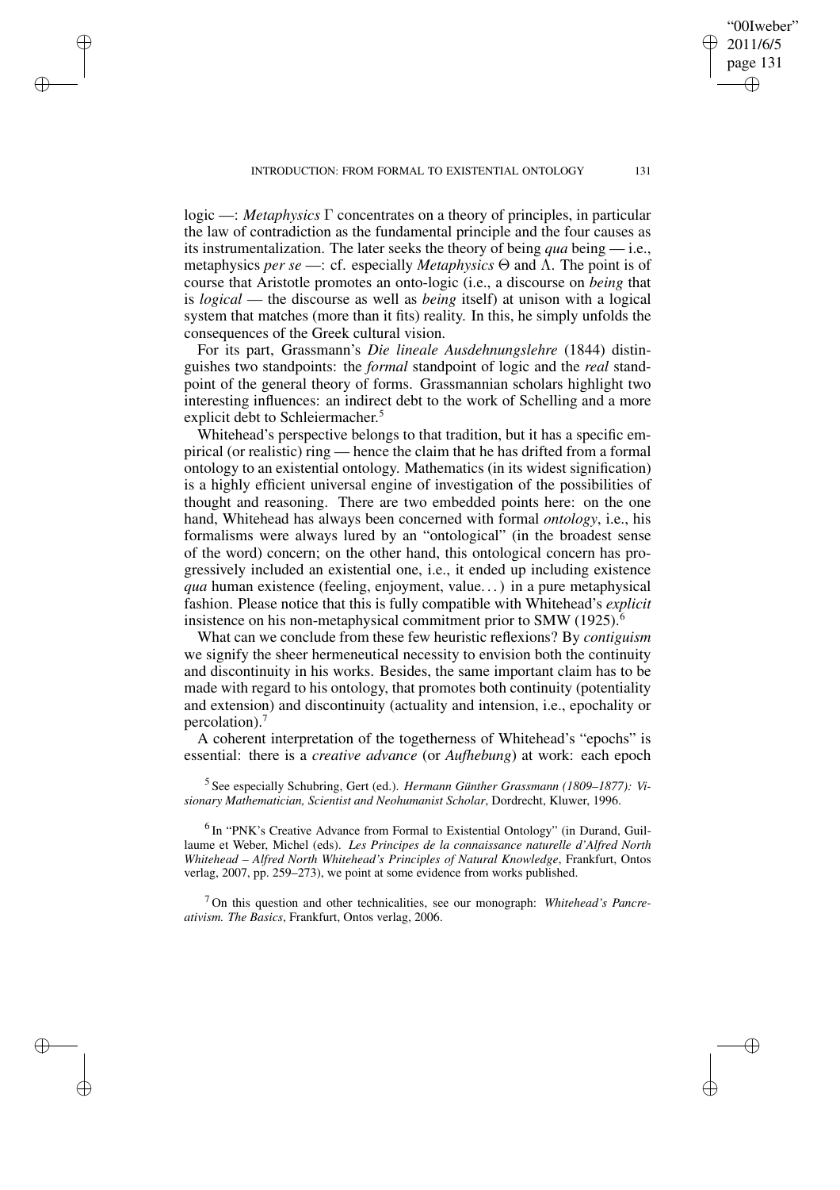logic —: *Metaphysics* $\Gamma$ concentrates on a theory of principles, in particular the law of contradiction as the fundamental principle and the four causes as its instrumentalization. The later seeks the theory of being *qua* being — i.e., metaphysics *per se* —: cf. especially *Metaphysics* $\Theta$ and $\Lambda$. The point is of course that Aristotle promotes an onto-logic (i.e., a discourse on *being* that is *logical* — the discourse as well as *being* itself) at unison with a logical system that matches (more than it fits) reality. In this, he simply unfolds the consequences of the Greek cultural vision.

For its part, Grassmann's *Die lineale Ausdehnungslehre* (1844) distinguishes two standpoints: the *formal* standpoint of logic and the *real* standpoint of the general theory of forms. Grassmannian scholars highlight two interesting influences: an indirect debt to the work of Schelling and a more explicit debt to Schleiermacher.[5]

Whitehead's perspective belongs to that tradition, but it has a specific empirical (or realistic) ring — hence the claim that he has drifted from a formal ontology to an existential ontology. Mathematics (in its widest signification) is a highly efficient universal engine of investigation of the possibilities of thought and reasoning. There are two embedded points here: on the one hand, Whitehead has always been concerned with formal *ontology*, i.e., his formalisms were always lured by an "ontological" (in the broadest sense of the word) concern; on the other hand, this ontological concern has progressively included an existential one, i.e., it ended up including existence *qua* human existence (feeling, enjoyment, value...) in a pure metaphysical fashion. Please notice that this is fully compatible with Whitehead's *explicit* insistence on his non-metaphysical commitment prior to SMW (1925).[6]

What can we conclude from these few heuristic reflexions? By *contiguism* we signify the sheer hermeneutical necessity to envision both the continuity and discontinuity in his works. Besides, the same important claim has to be made with regard to his ontology, that promotes both continuity (potentiality and extension) and discontinuity (actuality and intension, i.e., epochality or percolation).[7]

A coherent interpretation of the togetherness of Whitehead's "epochs" is essential: there is a *creative advance* (or *Aufhebung*) at work: each epoch

[5] See especially Schubring, Gert (ed.). *Hermann Günther Grassmann (1809–1877): Visionary Mathematician, Scientist and Neohumanist Scholar*, Dordrecht, Kluwer, 1996.

[6] In "PNK's Creative Advance from Formal to Existential Ontology" (in Durand, Guillaume et Weber, Michel (eds). *Les Principes de la connaissance naturelle d'Alfred North Whitehead – Alfred North Whitehead's Principles of Natural Knowledge*, Frankfurt, Ontos verlag, 2007, pp. 259–273), we point at some evidence from works published.

[7] On this question and other technicalities, see our monograph: *Whitehead's Pancreativism. The Basics*, Frankfurt, Ontos verlag, 2006.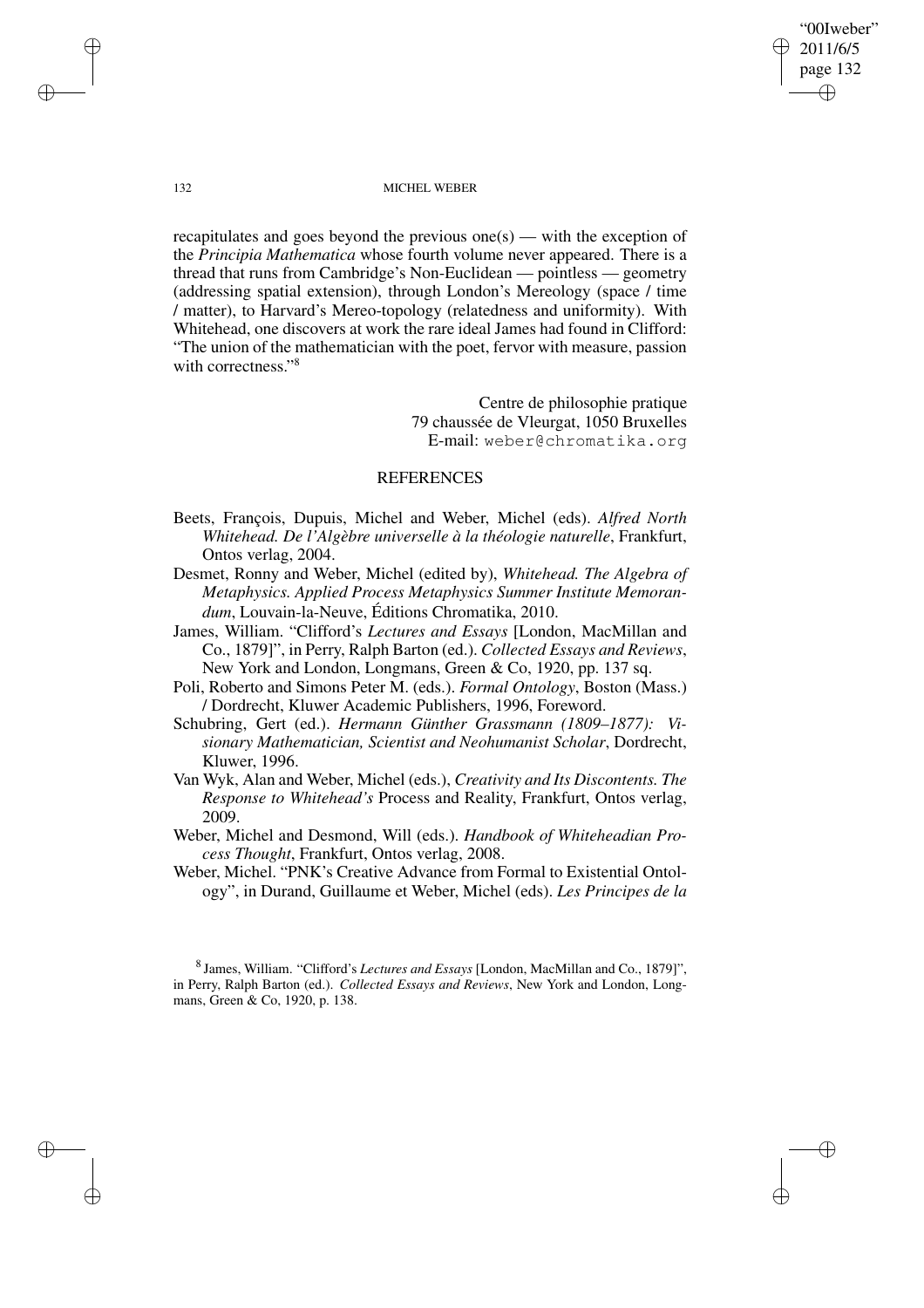recapitulates and goes beyond the previous one(s) — with the exception of the *Principia Mathematica* whose fourth volume never appeared. There is a thread that runs from Cambridge's Non-Euclidean — pointless — geometry (addressing spatial extension), through London's Mereology (space / time / matter), to Harvard's Mereo-topology (relatedness and uniformity). With Whitehead, one discovers at work the rare ideal James had found in Clifford: "The union of the mathematician with the poet, fervor with measure, passion with correctness."[8]

Centre de philosophie pratique
79 chaussée de Vleurgat, 1050 Bruxelles
E-mail: weber@chromatika.org

## REFERENCES

Beets, François, Dupuis, Michel and Weber, Michel (eds). *Alfred North Whitehead. De l'Algèbre universelle à la théologie naturelle*, Frankfurt, Ontos verlag, 2004.

Desmet, Ronny and Weber, Michel (edited by), *Whitehead. The Algebra of Metaphysics. Applied Process Metaphysics Summer Institute Memorandum*, Louvain-la-Neuve, Éditions Chromatika, 2010.

James, William. "Clifford's *Lectures and Essays* [London, MacMillan and Co., 1879]", in Perry, Ralph Barton (ed.). *Collected Essays and Reviews*, New York and London, Longmans, Green & Co, 1920, pp. 137 sq.

Poli, Roberto and Simons Peter M. (eds.). *Formal Ontology*, Boston (Mass.) / Dordrecht, Kluwer Academic Publishers, 1996, Foreword.

Schubring, Gert (ed.). *Hermann Günther Grassmann (1809–1877): Visionary Mathematician, Scientist and Neohumanist Scholar*, Dordrecht, Kluwer, 1996.

Van Wyk, Alan and Weber, Michel (eds.), *Creativity and Its Discontents. The Response to Whitehead's* Process and Reality, Frankfurt, Ontos verlag, 2009.

Weber, Michel and Desmond, Will (eds.). *Handbook of Whiteheadian Process Thought*, Frankfurt, Ontos verlag, 2008.

Weber, Michel. "PNK's Creative Advance from Formal to Existential Ontology", in Durand, Guillaume et Weber, Michel (eds). *Les Principes de la*

[8] James, William. "Clifford's *Lectures and Essays* [London, MacMillan and Co., 1879]", in Perry, Ralph Barton (ed.). *Collected Essays and Reviews*, New York and London, Longmans, Green & Co, 1920, p. 138.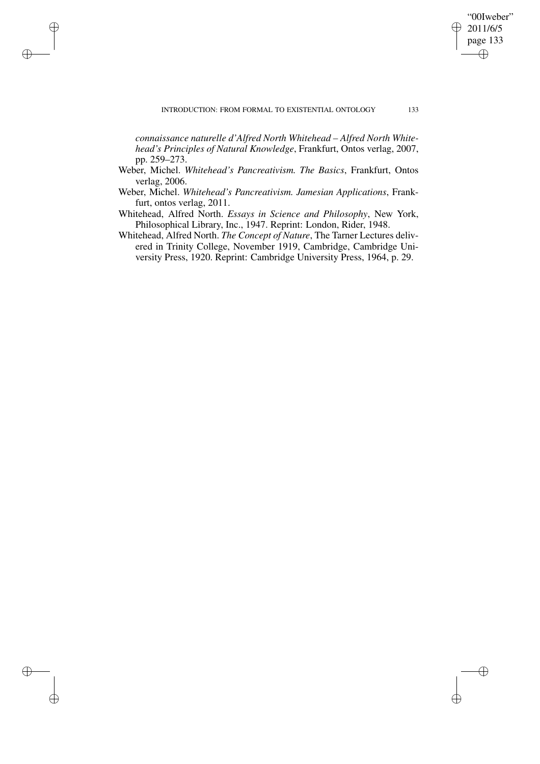*connaissance naturelle d'Alfred North Whitehead – Alfred North Whitehead's Principles of Natural Knowledge*, Frankfurt, Ontos verlag, 2007, pp. 259–273.

Weber, Michel. *Whitehead's Pancreativism. The Basics*, Frankfurt, Ontos verlag, 2006.

Weber, Michel. *Whitehead's Pancreativism. Jamesian Applications*, Frankfurt, ontos verlag, 2011.

Whitehead, Alfred North. *Essays in Science and Philosophy*, New York, Philosophical Library, Inc., 1947. Reprint: London, Rider, 1948.

Whitehead, Alfred North. *The Concept of Nature*, The Tarner Lectures delivered in Trinity College, November 1919, Cambridge, Cambridge University Press, 1920. Reprint: Cambridge University Press, 1964, p. 29.